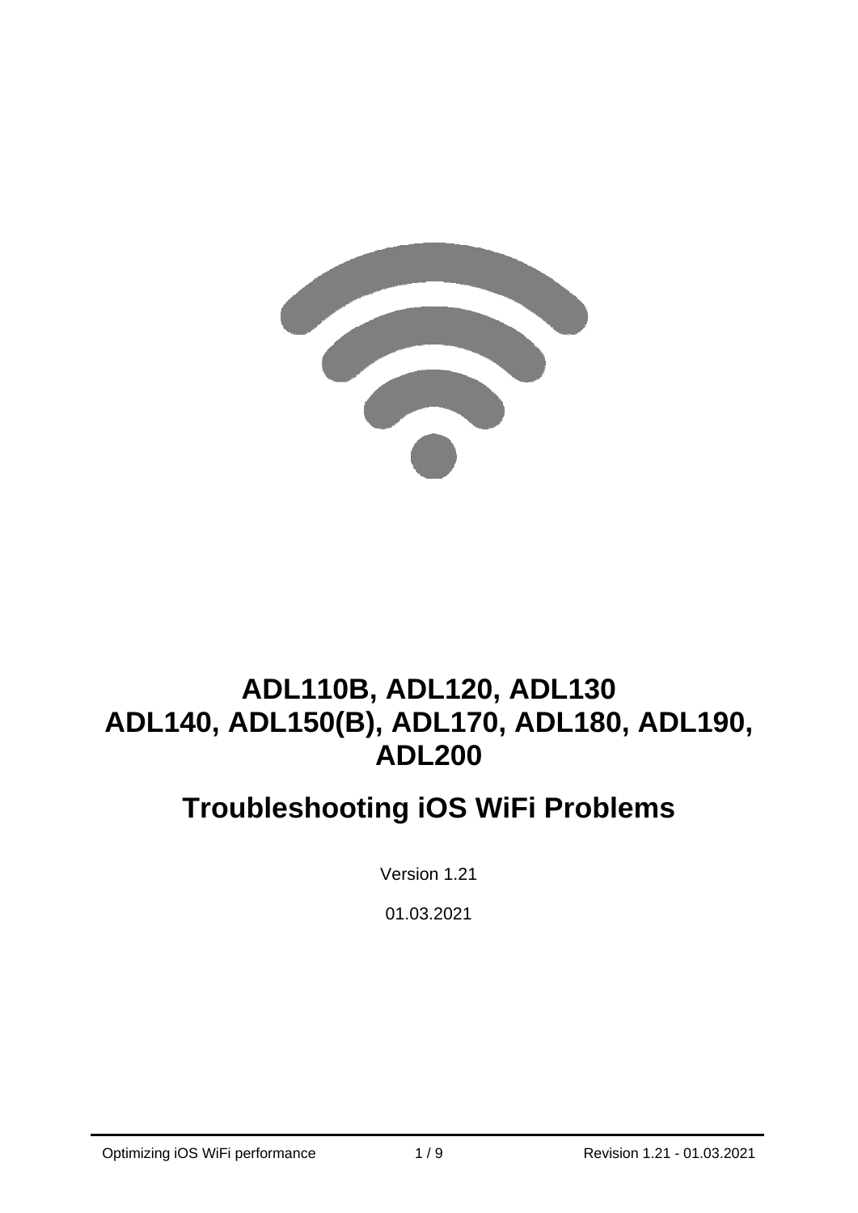# ADL110B, ADL120, ADL130
# ADL140, ADL150(B), ADL170, ADL180, ADL190, ADL200

## Troubleshooting iOS WiFi Problems

Version 1.21

01.03.2021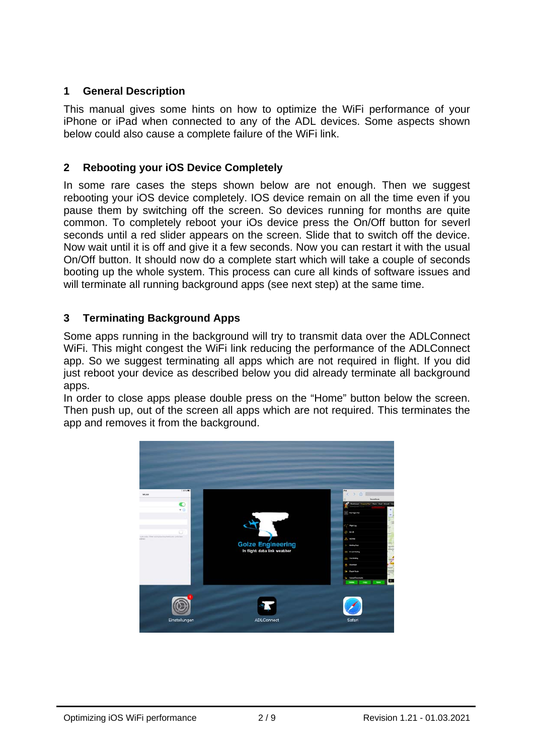# 1 General Description

This manual gives some hints on how to optimize the WiFi performance of your iPhone or iPad when connected to any of the ADL devices. Some aspects shown below could also cause a complete failure of the WiFi link.

# 2 Rebooting your iOS Device Completely

In some rare cases the steps shown below are not enough. Then we suggest rebooting your iOS device completely. IOS device remain on all the time even if you pause them by switching off the screen. So devices running for months are quite common. To completely reboot your iOs device press the On/Off button for severl seconds until a red slider appears on the screen. Slide that to switch off the device. Now wait until it is off and give it a few seconds. Now you can restart it with the usual On/Off button. It should now do a complete start which will take a couple of seconds booting up the whole system. This process can cure all kinds of software issues and will terminate all running background apps (see next step) at the same time.

# 3 Terminating Background Apps

Some apps running in the background will try to transmit data over the ADLConnect WiFi. This might congest the WiFi link reducing the performance of the ADLConnect app. So we suggest terminating all apps which are not required in flight. If you did just reboot your device as described below you did already terminate all background apps.

In order to close apps please double press on the “Home” button below the screen. Then push up, out of the screen all apps which are not required. This terminates the app and removes it from the background.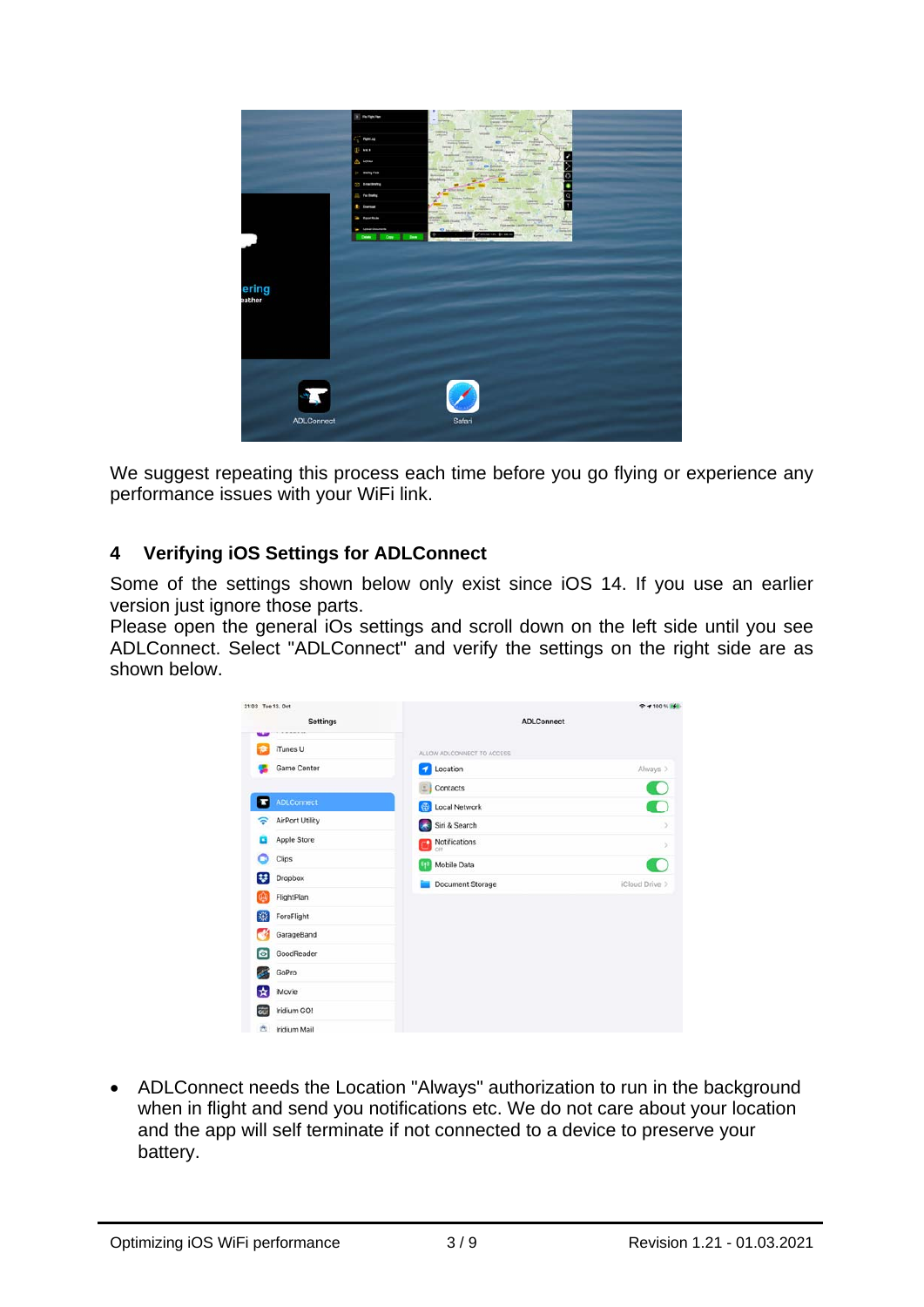We suggest repeating this process each time before you go flying or experience any performance issues with your WiFi link.

## 4 Verifying iOS Settings for ADLConnect

Some of the settings shown below only exist since iOS 14. If you use an earlier version just ignore those parts.
Please open the general iOs settings and scroll down on the left side until you see ADLConnect. Select "ADLConnect" and verify the settings on the right side are as shown below.

- ADLConnect needs the Location "Always" authorization to run in the background when in flight and send you notifications etc. We do not care about your location and the app will self terminate if not connected to a device to preserve your battery.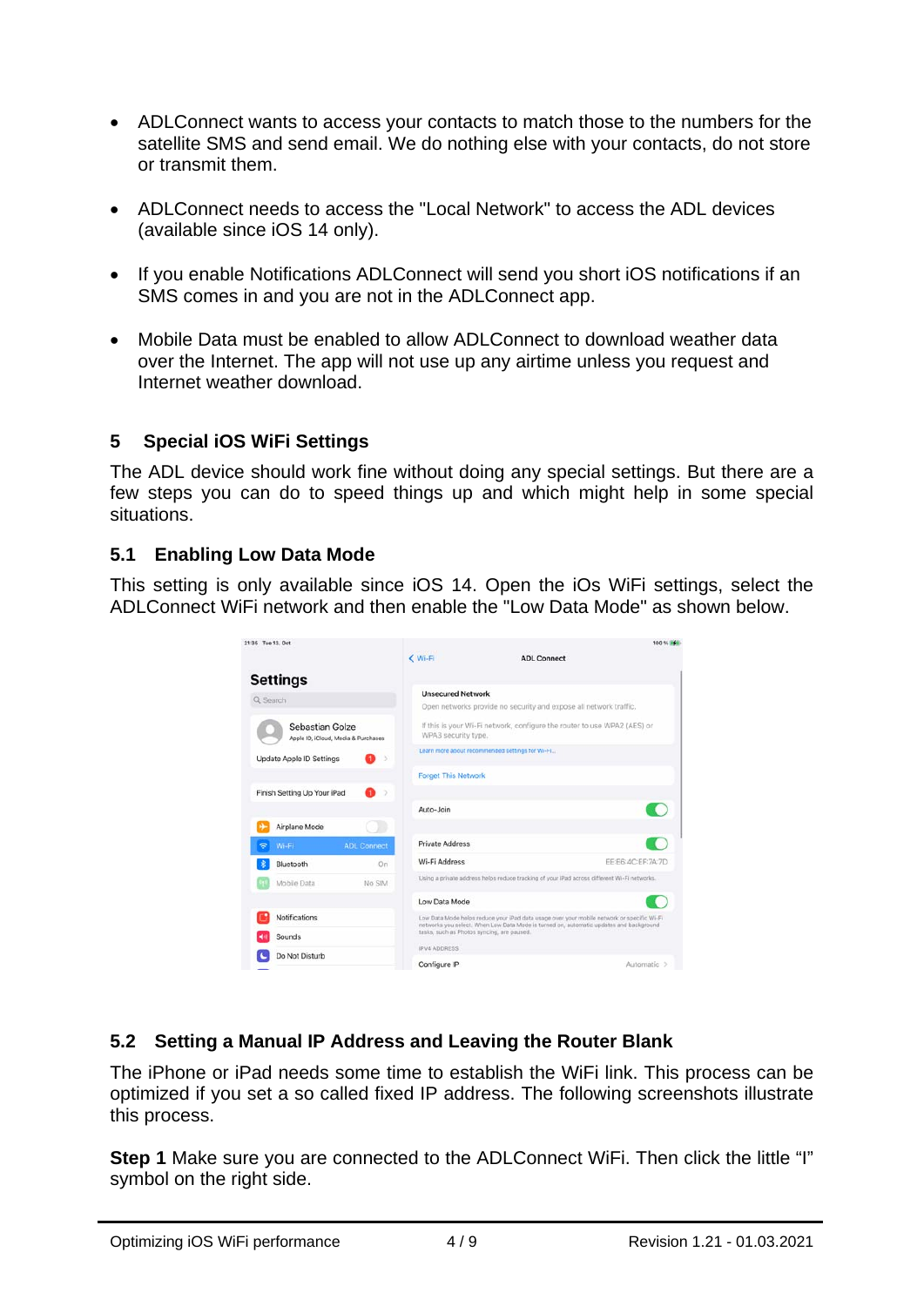- ADLConnect wants to access your contacts to match those to the numbers for the satellite SMS and send email. We do nothing else with your contacts, do not store or transmit them.

- ADLConnect needs to access the "Local Network" to access the ADL devices (available since iOS 14 only).

- If you enable Notifications ADLConnect will send you short iOS notifications if an SMS comes in and you are not in the ADLConnect app.

- Mobile Data must be enabled to allow ADLConnect to download weather data over the Internet. The app will not use up any airtime unless you request and Internet weather download.

## 5 Special iOS WiFi Settings

The ADL device should work fine without doing any special settings. But there are a few steps you can do to speed things up and which might help in some special situations.

### 5.1 Enabling Low Data Mode

This setting is only available since iOS 14. Open the iOs WiFi settings, select the ADLConnect WiFi network and then enable the "Low Data Mode" as shown below.

### 5.2 Setting a Manual IP Address and Leaving the Router Blank

The iPhone or iPad needs some time to establish the WiFi link. This process can be optimized if you set a so called fixed IP address. The following screenshots illustrate this process.

**Step 1** Make sure you are connected to the ADLConnect WiFi. Then click the little “I” symbol on the right side.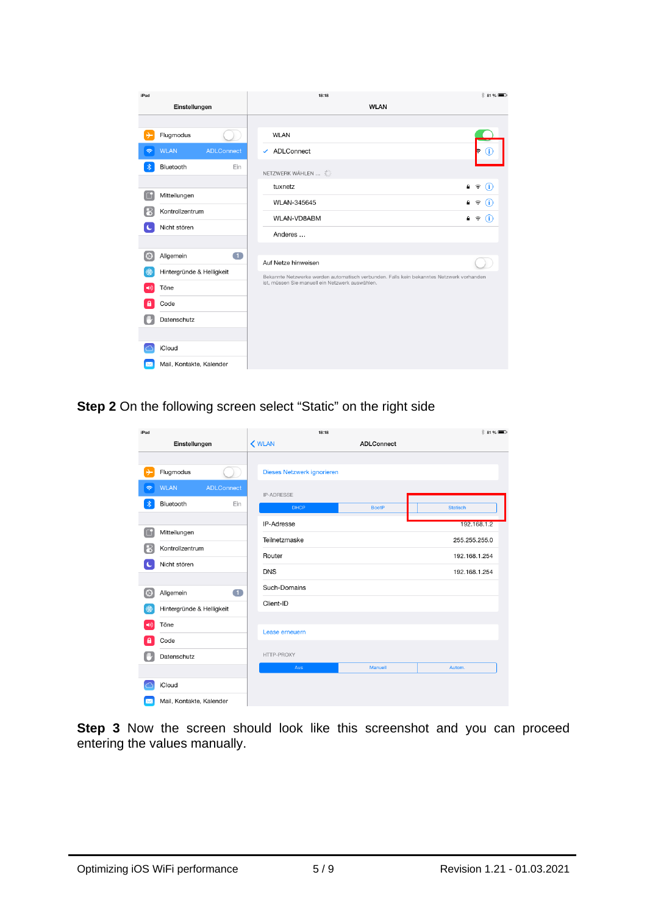**Step 2** On the following screen select “Static” on the right side

**Step 3** Now the screen should look like this screenshot and you can proceed entering the values manually.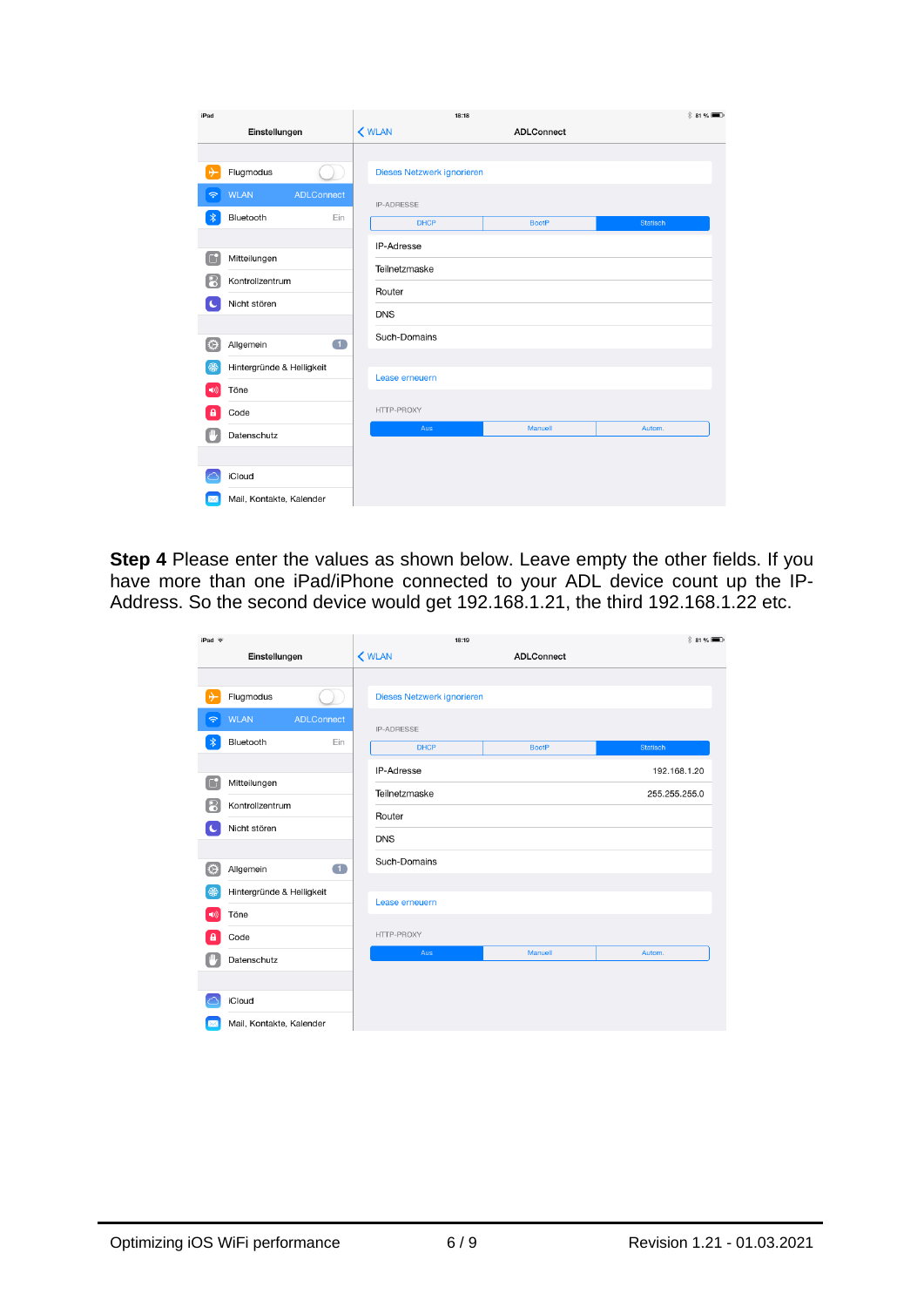**Step 4** Please enter the values as shown below. Leave empty the other fields. If you have more than one iPad/iPhone connected to your ADL device count up the IP-Address. So the second device would get 192.168.1.21, the third 192.168.1.22 etc.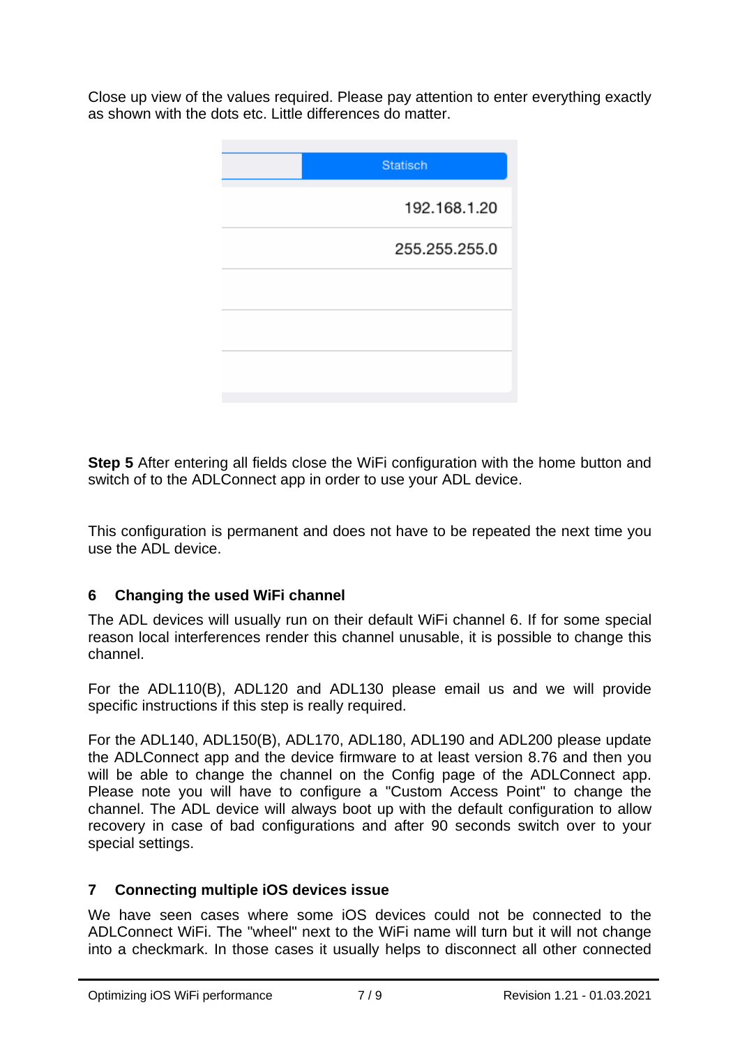Close up view of the values required. Please pay attention to enter everything exactly as shown with the dots etc. Little differences do matter.

Statisch

192.168.1.20

255.255.255.0

**Step 5** After entering all fields close the WiFi configuration with the home button and switch of to the ADLConnect app in order to use your ADL device.

This configuration is permanent and does not have to be repeated the next time you use the ADL device.

## 6 Changing the used WiFi channel

The ADL devices will usually run on their default WiFi channel 6. If for some special reason local interferences render this channel unusable, it is possible to change this channel.

For the ADL110(B), ADL120 and ADL130 please email us and we will provide specific instructions if this step is really required.

For the ADL140, ADL150(B), ADL170, ADL180, ADL190 and ADL200 please update the ADLConnect app and the device firmware to at least version 8.76 and then you will be able to change the channel on the Config page of the ADLConnect app. Please note you will have to configure a "Custom Access Point" to change the channel. The ADL device will always boot up with the default configuration to allow recovery in case of bad configurations and after 90 seconds switch over to your special settings.

## 7 Connecting multiple iOS devices issue

We have seen cases where some iOS devices could not be connected to the ADLConnect WiFi. The "wheel" next to the WiFi name will turn but it will not change into a checkmark. In those cases it usually helps to disconnect all other connected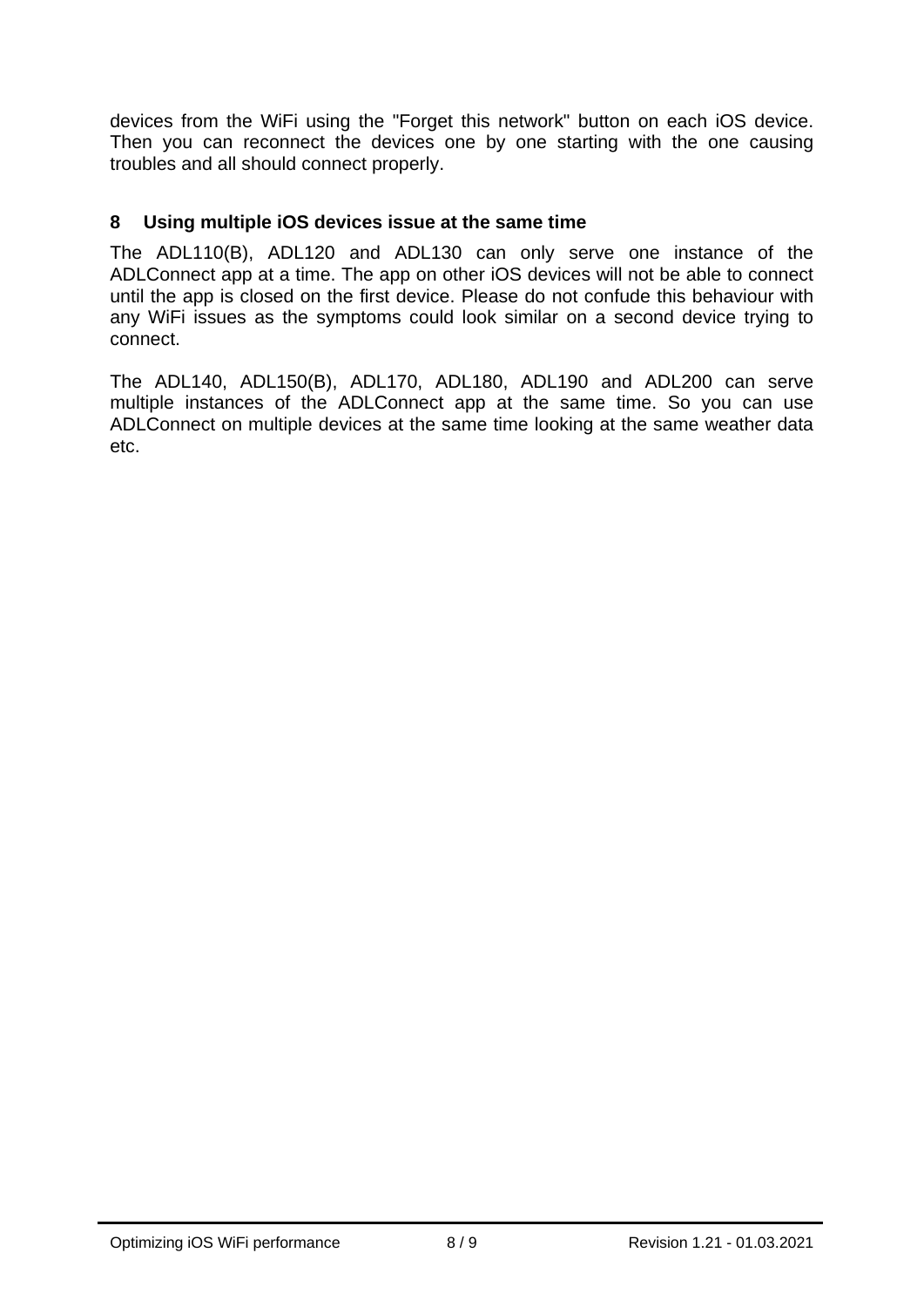devices from the WiFi using the "Forget this network" button on each iOS device. Then you can reconnect the devices one by one starting with the one causing troubles and all should connect properly.

## 8 Using multiple iOS devices issue at the same time

The ADL110(B), ADL120 and ADL130 can only serve one instance of the ADLConnect app at a time. The app on other iOS devices will not be able to connect until the app is closed on the first device. Please do not confude this behaviour with any WiFi issues as the symptoms could look similar on a second device trying to connect.

The ADL140, ADL150(B), ADL170, ADL180, ADL190 and ADL200 can serve multiple instances of the ADLConnect app at the same time. So you can use ADLConnect on multiple devices at the same time looking at the same weather data etc.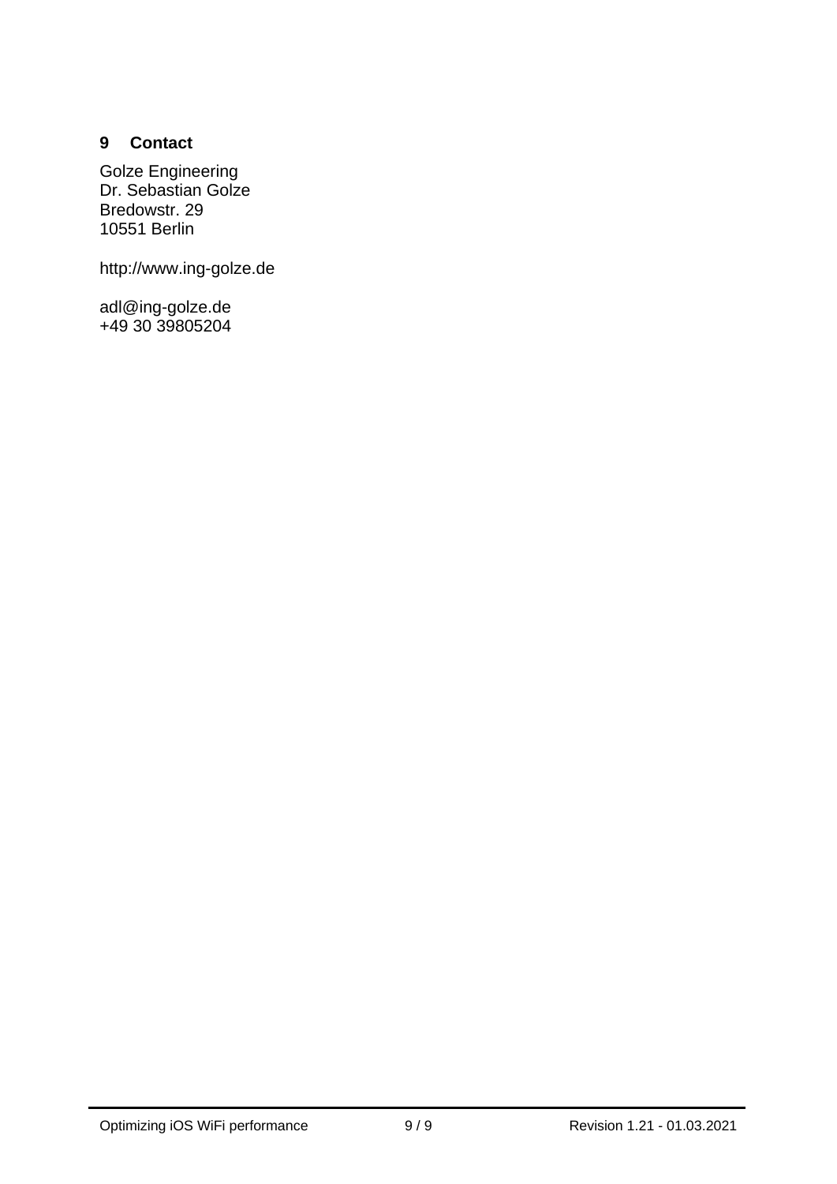## 9 Contact

Golze Engineering
Dr. Sebastian Golze
Bredowstr. 29
10551 Berlin

http://www.ing-golze.de

adl@ing-golze.de
+49 30 39805204